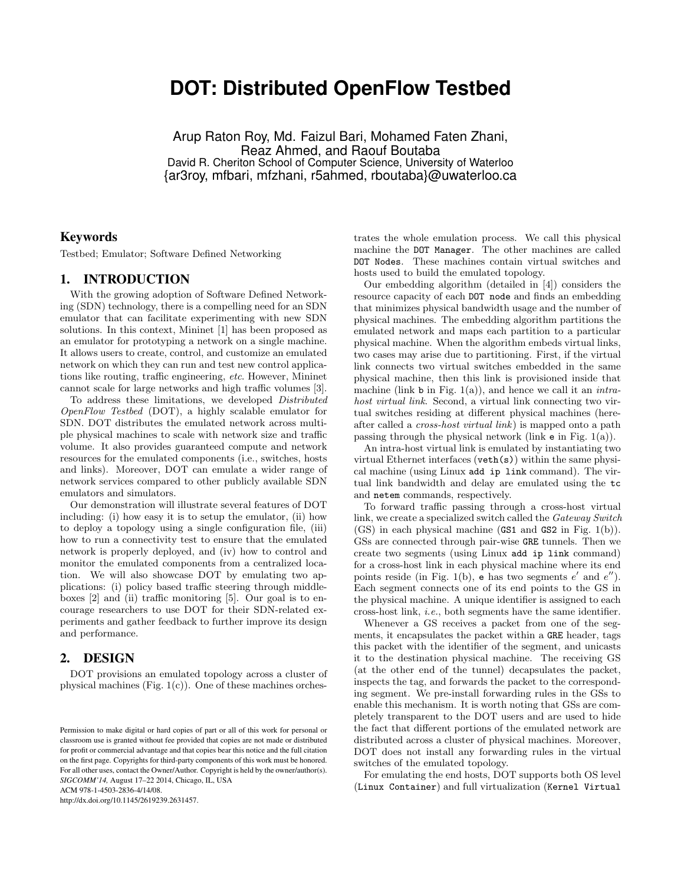# DOT: Distributed OpenFlow Testbed

Arup Raton Roy, Md. Faizul Bari, Mohamed Faten Zhani, Reaz Ahmed, and Raouf Boutaba
David R. Cheriton School of Computer Science, University of Waterloo
{ar3roy, mfbari, mfzhani, r5ahmed, rboutaba}@uwaterloo.ca

## Keywords

Testbed; Emulator; Software Defined Networking

## 1. INTRODUCTION

With the growing adoption of Software Defined Networking (SDN) technology, there is a compelling need for an SDN emulator that can facilitate experimenting with new SDN solutions. In this context, Mininet [1] has been proposed as an emulator for prototyping a network on a single machine. It allows users to create, control, and customize an emulated network on which they can run and test new control applications like routing, traffic engineering, *etc.* However, Mininet cannot scale for large networks and high traffic volumes [3].

To address these limitations, we developed *Distributed OpenFlow Testbed* (DOT), a highly scalable emulator for SDN. DOT distributes the emulated network across multiple physical machines to scale with network size and traffic volume. It also provides guaranteed compute and network resources for the emulated components (i.e., switches, hosts and links). Moreover, DOT can emulate a wider range of network services compared to other publicly available SDN emulators and simulators.

Our demonstration will illustrate several features of DOT including: (i) how easy it is to setup the emulator, (ii) how to deploy a topology using a single configuration file, (iii) how to run a connectivity test to ensure that the emulated network is properly deployed, and (iv) how to control and monitor the emulated components from a centralized location. We will also showcase DOT by emulating two applications: (i) policy based traffic steering through middleboxes [2] and (ii) traffic monitoring [5]. Our goal is to encourage researchers to use DOT for their SDN-related experiments and gather feedback to further improve its design and performance.

## 2. DESIGN

DOT provisions an emulated topology across a cluster of physical machines (Fig. 1(c)). One of these machines orchestrates the whole emulation process. We call this physical machine the `DOT Manager`. The other machines are called `DOT Nodes`. These machines contain virtual switches and hosts used to build the emulated topology.

Our embedding algorithm (detailed in [4]) considers the resource capacity of each `DOT node` and finds an embedding that minimizes physical bandwidth usage and the number of physical machines. The embedding algorithm partitions the emulated network and maps each partition to a particular physical machine. When the algorithm embeds virtual links, two cases may arise due to partitioning. First, if the virtual link connects two virtual switches embedded in the same physical machine, then this link is provisioned inside that machine (link `b` in Fig. 1(a)), and hence we call it an *intra-host virtual link*. Second, a virtual link connecting two virtual switches residing at different physical machines (hereafter called a *cross-host virtual link*) is mapped onto a path passing through the physical network (link `e` in Fig. 1(a)).

An intra-host virtual link is emulated by instantiating two virtual Ethernet interfaces (`veth(s)`) within the same physical machine (using Linux `add ip link` command). The virtual link bandwidth and delay are emulated using the `tc` and `netem` commands, respectively.

To forward traffic passing through a cross-host virtual link, we create a specialized switch called the *Gateway Switch* (GS) in each physical machine (`GS1` and `GS2` in Fig. 1(b)). GSs are connected through pair-wise `GRE` tunnels. Then we create two segments (using Linux `add ip link` command) for a cross-host link in each physical machine where its end points reside (in Fig. 1(b), `e` has two segments $e'$ and $e''$). Each segment connects one of its end points to the GS in the physical machine. A unique identifier is assigned to each cross-host link, *i.e.*, both segments have the same identifier.

Whenever a GS receives a packet from one of the segments, it encapsulates the packet within a `GRE` header, tags this packet with the identifier of the segment, and unicasts it to the destination physical machine. The receiving GS (at the other end of the tunnel) decapsulates the packet, inspects the tag, and forwards the packet to the corresponding segment. We pre-install forwarding rules in the GSs to enable this mechanism. It is worth noting that GSs are completely transparent to the DOT users and are used to hide the fact that different portions of the emulated network are distributed across a cluster of physical machines. Moreover, DOT does not install any forwarding rules in the virtual switches of the emulated topology.

For emulating the end hosts, DOT supports both OS level (`Linux Container`) and full virtualization (`Kernel Virtual`

Permission to make digital or hard copies of part or all of this work for personal or classroom use is granted without fee provided that copies are not made or distributed for profit or commercial advantage and that copies bear this notice and the full citation on the first page. Copyrights for third-party components of this work must be honored. For all other uses, contact the Owner/Author. Copyright is held by the owner/author(s).
*SIGCOMM'14,* August 17–22 2014, Chicago, IL, USA
ACM 978-1-4503-2836-4/14/08.
http://dx.doi.org/10.1145/2619239.2631457.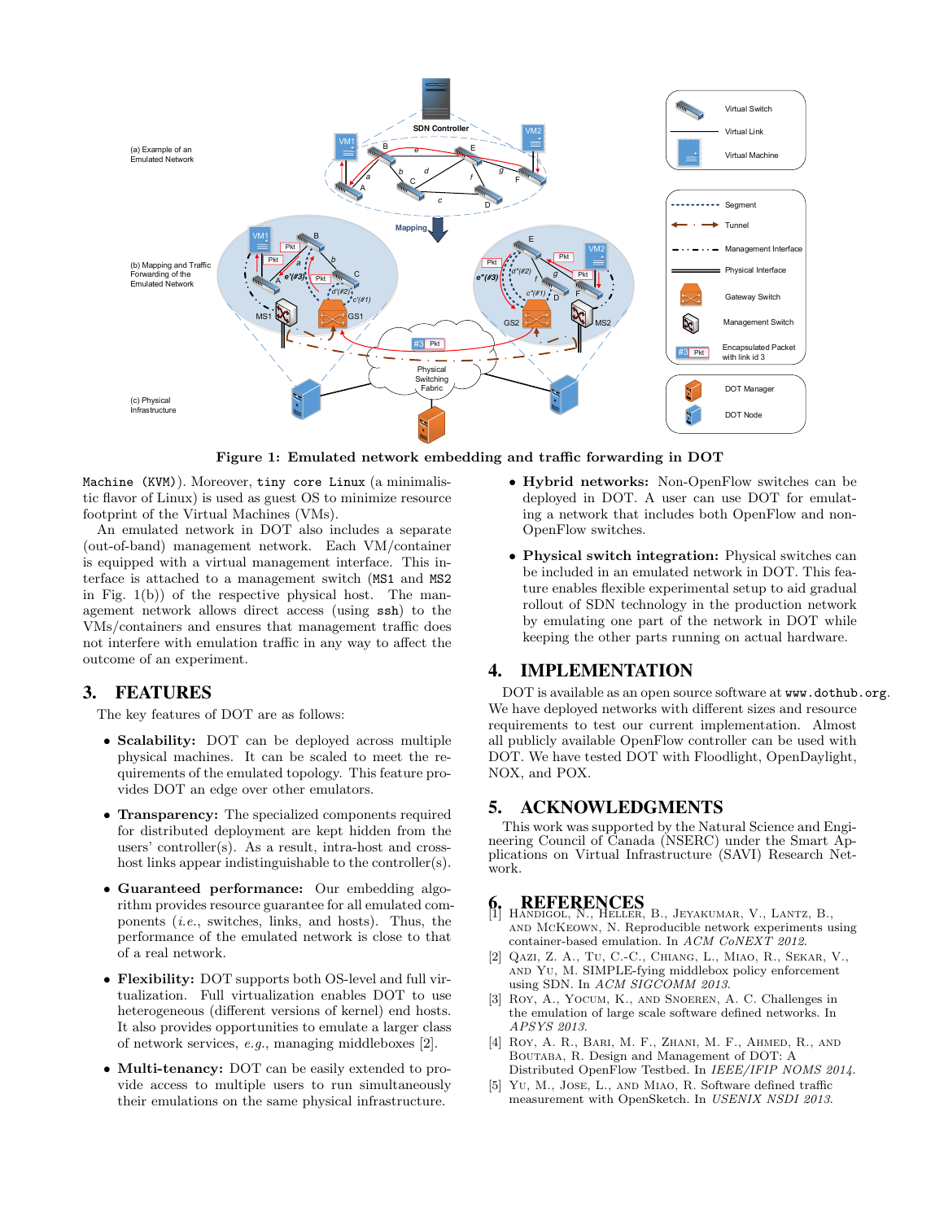Figure 1: Emulated network embedding and traffic forwarding in DOT

Machine (KVM)). Moreover, tiny core Linux (a minimalistic flavor of Linux) is used as guest OS to minimize resource footprint of the Virtual Machines (VMs).

An emulated network in DOT also includes a separate (out-of-band) management network. Each VM/container is equipped with a virtual management interface. This interface is attached to a management switch (MS1 and MS2 in Fig. 1(b)) of the respective physical host. The management network allows direct access (using ssh) to the VMs/containers and ensures that management traffic does not interfere with emulation traffic in any way to affect the outcome of an experiment.

## 3. FEATURES

The key features of DOT are as follows:

- **Scalability:** DOT can be deployed across multiple physical machines. It can be scaled to meet the requirements of the emulated topology. This feature provides DOT an edge over other emulators.
- **Transparency:** The specialized components required for distributed deployment are kept hidden from the users' controller(s). As a result, intra-host and cross-host links appear indistinguishable to the controller(s).
- **Guaranteed performance:** Our embedding algorithm provides resource guarantee for all emulated components (*i.e.*, switches, links, and hosts). Thus, the performance of the emulated network is close to that of a real network.
- **Flexibility:** DOT supports both OS-level and full virtualization. Full virtualization enables DOT to use heterogeneous (different versions of kernel) end hosts. It also provides opportunities to emulate a larger class of network services, *e.g.*, managing middleboxes [2].
- **Multi-tenancy:** DOT can be easily extended to provide access to multiple users to run simultaneously their emulations on the same physical infrastructure.
- **Hybrid networks:** Non-OpenFlow switches can be deployed in DOT. A user can use DOT for emulating a network that includes both OpenFlow and non-OpenFlow switches.
- **Physical switch integration:** Physical switches can be included in an emulated network in DOT. This feature enables flexible experimental setup to aid gradual rollout of SDN technology in the production network by emulating one part of the network in DOT while keeping the other parts running on actual hardware.

## 4. IMPLEMENTATION

DOT is available as an open source software at www.dothub.org. We have deployed networks with different sizes and resource requirements to test our current implementation. Almost all publicly available OpenFlow controller can be used with DOT. We have tested DOT with Floodlight, OpenDaylight, NOX, and POX.

## 5. ACKNOWLEDGMENTS

This work was supported by the Natural Science and Engineering Council of Canada (NSERC) under the Smart Applications on Virtual Infrastructure (SAVI) Research Network.

## 6. REFERENCES

[1] Handigol, N., Heller, B., Jeyakumar, V., Lantz, B., and McKeown, N. Reproducible network experiments using container-based emulation. In *ACM CoNEXT 2012*.

[2] Qazi, Z. A., Tu, C.-C., Chiang, L., Miao, R., Sekar, V., and Yu, M. SIMPLE-fying middlebox policy enforcement using SDN. In *ACM SIGCOMM 2013*.

[3] Roy, A., Yocum, K., and Snoeren, A. C. Challenges in the emulation of large scale software defined networks. In *APSYS 2013*.

[4] Roy, A. R., Bari, M. F., Zhani, M. F., Ahmed, R., and Boutaba, R. Design and Management of DOT: A Distributed OpenFlow Testbed. In *IEEE/IFIP NOMS 2014*.

[5] Yu, M., Jose, L., and Miao, R. Software defined traffic measurement with OpenSketch. In *USENIX NSDI 2013*.